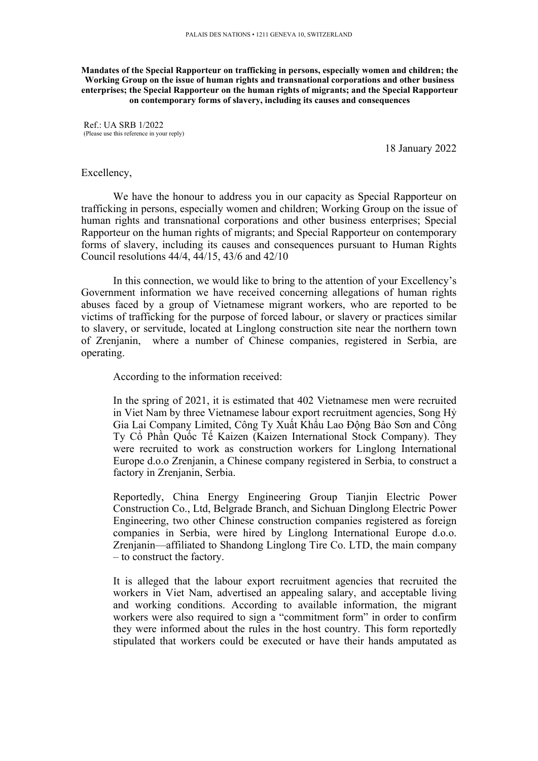PALAIS DES NATIONS • 1211 GENEVA 10, SWITZERLAND

**Mandates of the Special Rapporteur on trafficking in persons, especially women and children; the Working Group on the issue of human rights and transnational corporations and other business enterprises; the Special Rapporteur on the human rights of migrants; and the Special Rapporteur on contemporary forms of slavery, including its causes and consequences**

Ref.: UA SRB 1/2022
(Please use this reference in your reply)

18 January 2022

Excellency,

We have the honour to address you in our capacity as Special Rapporteur on trafficking in persons, especially women and children; Working Group on the issue of human rights and transnational corporations and other business enterprises; Special Rapporteur on the human rights of migrants; and Special Rapporteur on contemporary forms of slavery, including its causes and consequences pursuant to Human Rights Council resolutions 44/4, 44/15, 43/6 and 42/10

In this connection, we would like to bring to the attention of your Excellency's Government information we have received concerning allegations of human rights abuses faced by a group of Vietnamese migrant workers, who are reported to be victims of trafficking for the purpose of forced labour, or slavery or practices similar to slavery, or servitude, located at Linglong construction site near the northern town of Zrenjanin, where a number of Chinese companies, registered in Serbia, are operating.

According to the information received:

> In the spring of 2021, it is estimated that 402 Vietnamese men were recruited in Viet Nam by three Vietnamese labour export recruitment agencies, Song Hỷ Gia Lai Company Limited, Công Ty Xuất Khẩu Lao Động Bảo Sơn and Công Ty Cổ Phần Quốc Tế Kaizen (Kaizen International Stock Company). They were recruited to work as construction workers for Linglong International Europe d.o.o Zrenjanin, a Chinese company registered in Serbia, to construct a factory in Zrenjanin, Serbia.
>
> Reportedly, China Energy Engineering Group Tianjin Electric Power Construction Co., Ltd, Belgrade Branch, and Sichuan Dinglong Electric Power Engineering, two other Chinese construction companies registered as foreign companies in Serbia, were hired by Linglong International Europe d.o.o. Zrenjanin—affiliated to Shandong Linglong Tire Co. LTD, the main company – to construct the factory.
>
> It is alleged that the labour export recruitment agencies that recruited the workers in Viet Nam, advertised an appealing salary, and acceptable living and working conditions. According to available information, the migrant workers were also required to sign a "commitment form" in order to confirm they were informed about the rules in the host country. This form reportedly stipulated that workers could be executed or have their hands amputated as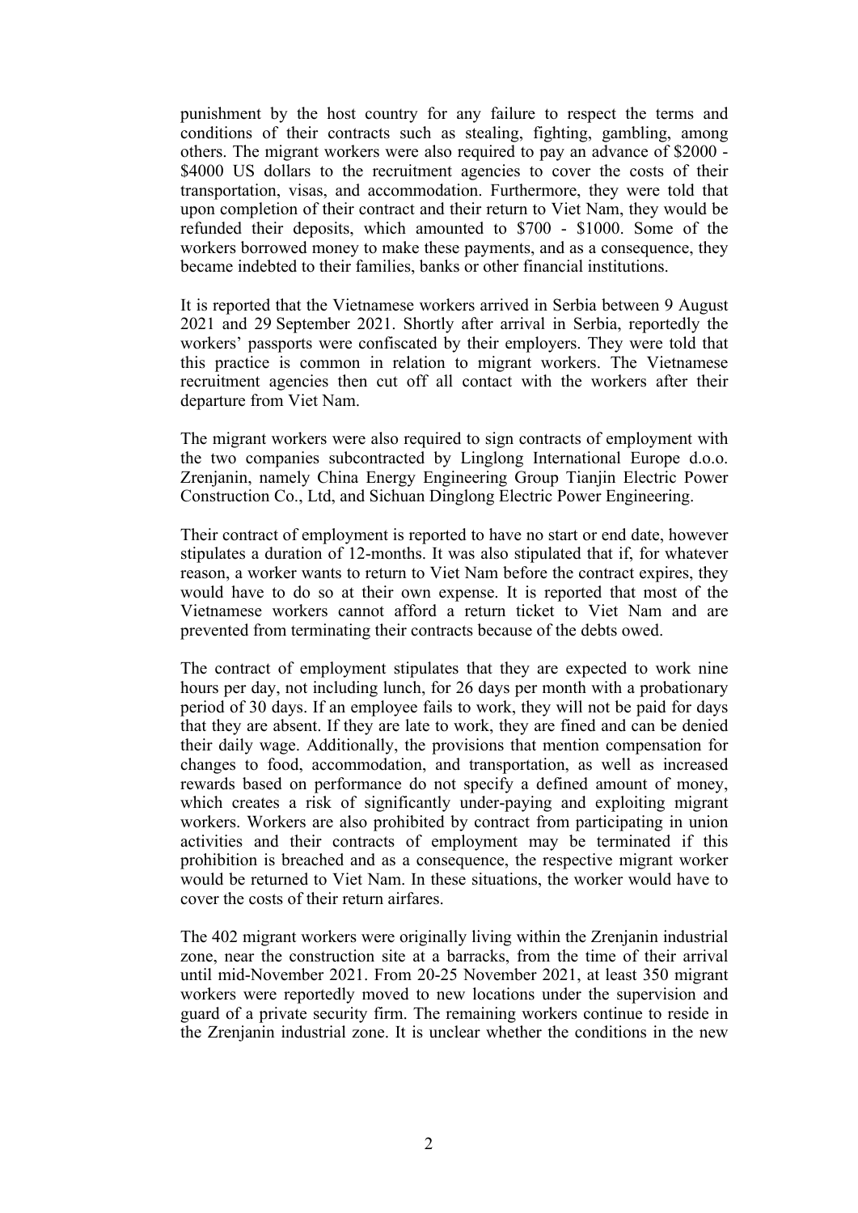punishment by the host country for any failure to respect the terms and conditions of their contracts such as stealing, fighting, gambling, among others. The migrant workers were also required to pay an advance of $2000 - $4000 US dollars to the recruitment agencies to cover the costs of their transportation, visas, and accommodation. Furthermore, they were told that upon completion of their contract and their return to Viet Nam, they would be refunded their deposits, which amounted to $700 - $1000. Some of the workers borrowed money to make these payments, and as a consequence, they became indebted to their families, banks or other financial institutions.

It is reported that the Vietnamese workers arrived in Serbia between 9 August 2021 and 29 September 2021. Shortly after arrival in Serbia, reportedly the workers' passports were confiscated by their employers. They were told that this practice is common in relation to migrant workers. The Vietnamese recruitment agencies then cut off all contact with the workers after their departure from Viet Nam.

The migrant workers were also required to sign contracts of employment with the two companies subcontracted by Linglong International Europe d.o.o. Zrenjanin, namely China Energy Engineering Group Tianjin Electric Power Construction Co., Ltd, and Sichuan Dinglong Electric Power Engineering.

Their contract of employment is reported to have no start or end date, however stipulates a duration of 12-months. It was also stipulated that if, for whatever reason, a worker wants to return to Viet Nam before the contract expires, they would have to do so at their own expense. It is reported that most of the Vietnamese workers cannot afford a return ticket to Viet Nam and are prevented from terminating their contracts because of the debts owed.

The contract of employment stipulates that they are expected to work nine hours per day, not including lunch, for 26 days per month with a probationary period of 30 days. If an employee fails to work, they will not be paid for days that they are absent. If they are late to work, they are fined and can be denied their daily wage. Additionally, the provisions that mention compensation for changes to food, accommodation, and transportation, as well as increased rewards based on performance do not specify a defined amount of money, which creates a risk of significantly under-paying and exploiting migrant workers. Workers are also prohibited by contract from participating in union activities and their contracts of employment may be terminated if this prohibition is breached and as a consequence, the respective migrant worker would be returned to Viet Nam. In these situations, the worker would have to cover the costs of their return airfares.

The 402 migrant workers were originally living within the Zrenjanin industrial zone, near the construction site at a barracks, from the time of their arrival until mid-November 2021. From 20-25 November 2021, at least 350 migrant workers were reportedly moved to new locations under the supervision and guard of a private security firm. The remaining workers continue to reside in the Zrenjanin industrial zone. It is unclear whether the conditions in the new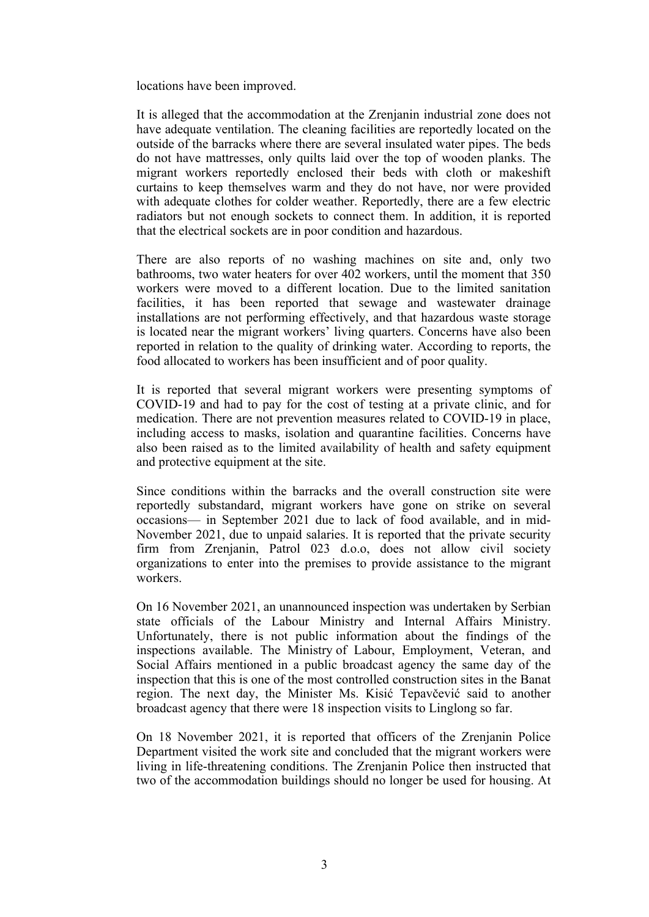locations have been improved.

It is alleged that the accommodation at the Zrenjanin industrial zone does not have adequate ventilation. The cleaning facilities are reportedly located on the outside of the barracks where there are several insulated water pipes. The beds do not have mattresses, only quilts laid over the top of wooden planks. The migrant workers reportedly enclosed their beds with cloth or makeshift curtains to keep themselves warm and they do not have, nor were provided with adequate clothes for colder weather. Reportedly, there are a few electric radiators but not enough sockets to connect them. In addition, it is reported that the electrical sockets are in poor condition and hazardous.

There are also reports of no washing machines on site and, only two bathrooms, two water heaters for over 402 workers, until the moment that 350 workers were moved to a different location. Due to the limited sanitation facilities, it has been reported that sewage and wastewater drainage installations are not performing effectively, and that hazardous waste storage is located near the migrant workers' living quarters. Concerns have also been reported in relation to the quality of drinking water. According to reports, the food allocated to workers has been insufficient and of poor quality.

It is reported that several migrant workers were presenting symptoms of COVID-19 and had to pay for the cost of testing at a private clinic, and for medication. There are not prevention measures related to COVID-19 in place, including access to masks, isolation and quarantine facilities. Concerns have also been raised as to the limited availability of health and safety equipment and protective equipment at the site.

Since conditions within the barracks and the overall construction site were reportedly substandard, migrant workers have gone on strike on several occasions— in September 2021 due to lack of food available, and in mid-November 2021, due to unpaid salaries. It is reported that the private security firm from Zrenjanin, Patrol 023 d.o.o, does not allow civil society organizations to enter into the premises to provide assistance to the migrant workers.

On 16 November 2021, an unannounced inspection was undertaken by Serbian state officials of the Labour Ministry and Internal Affairs Ministry. Unfortunately, there is not public information about the findings of the inspections available. The Ministry of Labour, Employment, Veteran, and Social Affairs mentioned in a public broadcast agency the same day of the inspection that this is one of the most controlled construction sites in the Banat region. The next day, the Minister Ms. Kisić Tepavčević said to another broadcast agency that there were 18 inspection visits to Linglong so far.

On 18 November 2021, it is reported that officers of the Zrenjanin Police Department visited the work site and concluded that the migrant workers were living in life-threatening conditions. The Zrenjanin Police then instructed that two of the accommodation buildings should no longer be used for housing. At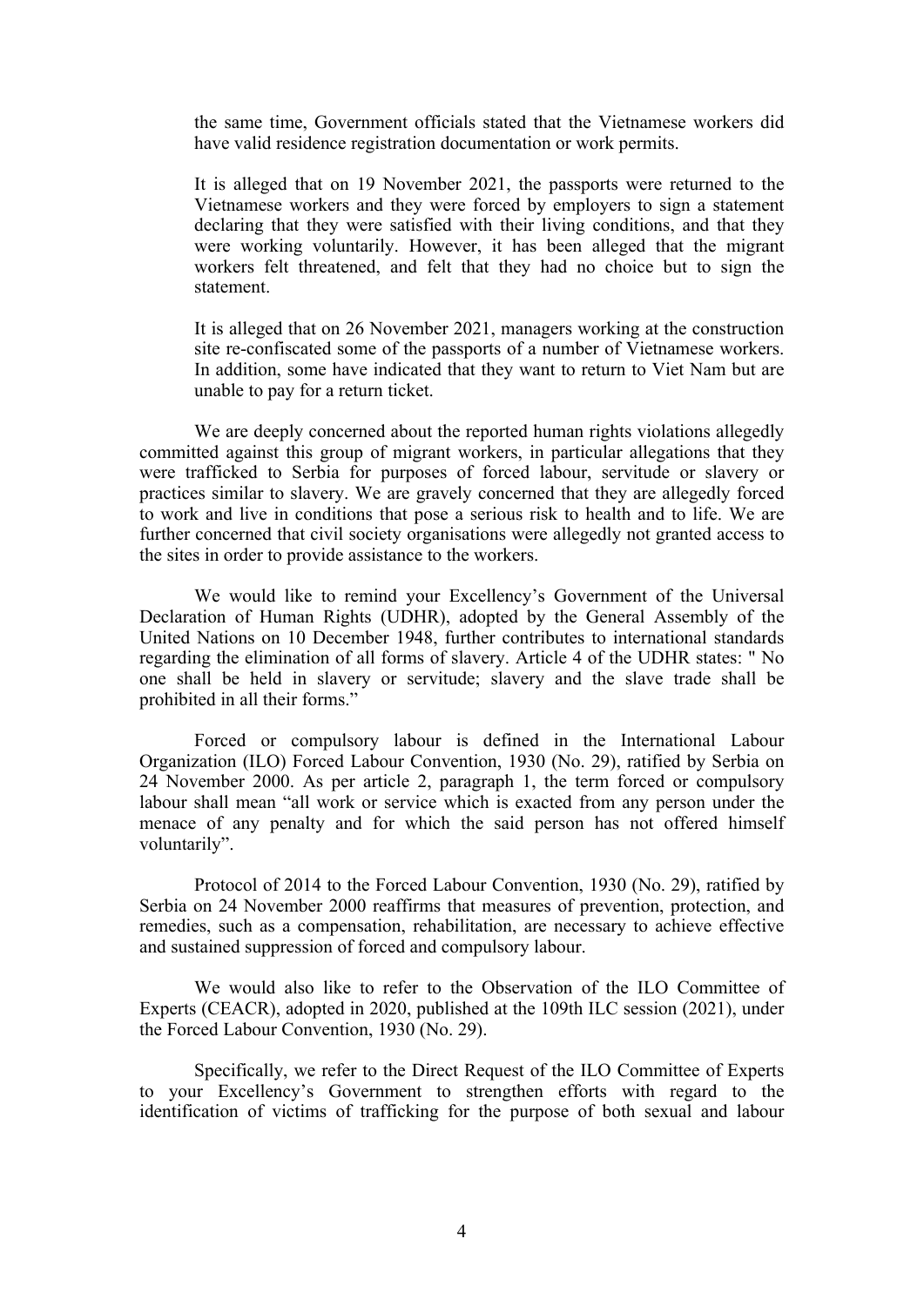the same time, Government officials stated that the Vietnamese workers did have valid residence registration documentation or work permits.

It is alleged that on 19 November 2021, the passports were returned to the Vietnamese workers and they were forced by employers to sign a statement declaring that they were satisfied with their living conditions, and that they were working voluntarily. However, it has been alleged that the migrant workers felt threatened, and felt that they had no choice but to sign the statement.

It is alleged that on 26 November 2021, managers working at the construction site re-confiscated some of the passports of a number of Vietnamese workers. In addition, some have indicated that they want to return to Viet Nam but are unable to pay for a return ticket.

We are deeply concerned about the reported human rights violations allegedly committed against this group of migrant workers, in particular allegations that they were trafficked to Serbia for purposes of forced labour, servitude or slavery or practices similar to slavery. We are gravely concerned that they are allegedly forced to work and live in conditions that pose a serious risk to health and to life. We are further concerned that civil society organisations were allegedly not granted access to the sites in order to provide assistance to the workers.

We would like to remind your Excellency's Government of the Universal Declaration of Human Rights (UDHR), adopted by the General Assembly of the United Nations on 10 December 1948, further contributes to international standards regarding the elimination of all forms of slavery. Article 4 of the UDHR states: " No one shall be held in slavery or servitude; slavery and the slave trade shall be prohibited in all their forms."

Forced or compulsory labour is defined in the International Labour Organization (ILO) Forced Labour Convention, 1930 (No. 29), ratified by Serbia on 24 November 2000. As per article 2, paragraph 1, the term forced or compulsory labour shall mean "all work or service which is exacted from any person under the menace of any penalty and for which the said person has not offered himself voluntarily".

Protocol of 2014 to the Forced Labour Convention, 1930 (No. 29), ratified by Serbia on 24 November 2000 reaffirms that measures of prevention, protection, and remedies, such as a compensation, rehabilitation, are necessary to achieve effective and sustained suppression of forced and compulsory labour.

We would also like to refer to the Observation of the ILO Committee of Experts (CEACR), adopted in 2020, published at the 109th ILC session (2021), under the Forced Labour Convention, 1930 (No. 29).

Specifically, we refer to the Direct Request of the ILO Committee of Experts to your Excellency's Government to strengthen efforts with regard to the identification of victims of trafficking for the purpose of both sexual and labour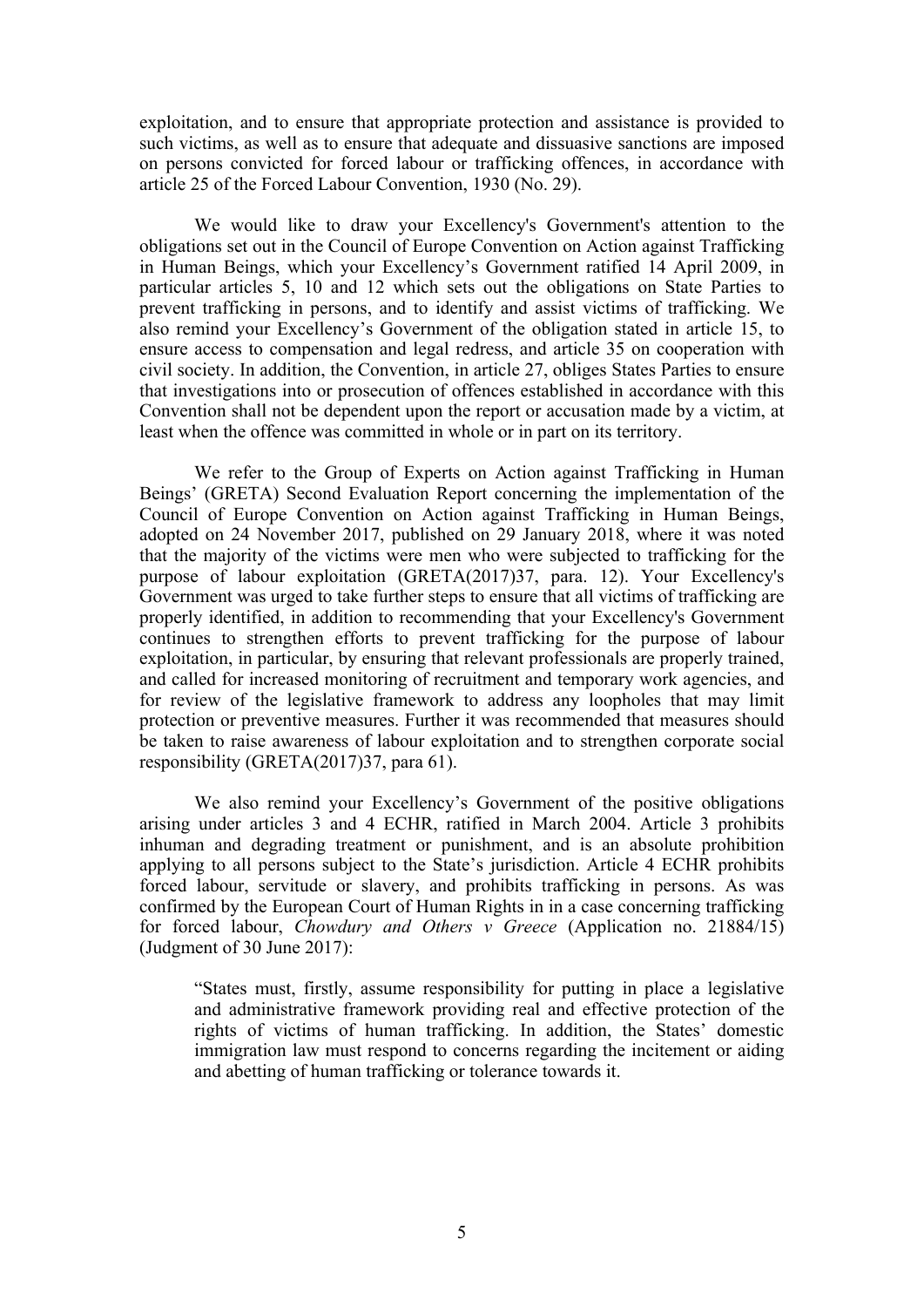exploitation, and to ensure that appropriate protection and assistance is provided to such victims, as well as to ensure that adequate and dissuasive sanctions are imposed on persons convicted for forced labour or trafficking offences, in accordance with article 25 of the Forced Labour Convention, 1930 (No. 29).

We would like to draw your Excellency's Government's attention to the obligations set out in the Council of Europe Convention on Action against Trafficking in Human Beings, which your Excellency's Government ratified 14 April 2009, in particular articles 5, 10 and 12 which sets out the obligations on State Parties to prevent trafficking in persons, and to identify and assist victims of trafficking. We also remind your Excellency's Government of the obligation stated in article 15, to ensure access to compensation and legal redress, and article 35 on cooperation with civil society. In addition, the Convention, in article 27, obliges States Parties to ensure that investigations into or prosecution of offences established in accordance with this Convention shall not be dependent upon the report or accusation made by a victim, at least when the offence was committed in whole or in part on its territory.

We refer to the Group of Experts on Action against Trafficking in Human Beings' (GRETA) Second Evaluation Report concerning the implementation of the Council of Europe Convention on Action against Trafficking in Human Beings, adopted on 24 November 2017, published on 29 January 2018, where it was noted that the majority of the victims were men who were subjected to trafficking for the purpose of labour exploitation (GRETA(2017)37, para. 12). Your Excellency's Government was urged to take further steps to ensure that all victims of trafficking are properly identified, in addition to recommending that your Excellency's Government continues to strengthen efforts to prevent trafficking for the purpose of labour exploitation, in particular, by ensuring that relevant professionals are properly trained, and called for increased monitoring of recruitment and temporary work agencies, and for review of the legislative framework to address any loopholes that may limit protection or preventive measures. Further it was recommended that measures should be taken to raise awareness of labour exploitation and to strengthen corporate social responsibility (GRETA(2017)37, para 61).

We also remind your Excellency's Government of the positive obligations arising under articles 3 and 4 ECHR, ratified in March 2004. Article 3 prohibits inhuman and degrading treatment or punishment, and is an absolute prohibition applying to all persons subject to the State's jurisdiction. Article 4 ECHR prohibits forced labour, servitude or slavery, and prohibits trafficking in persons. As was confirmed by the European Court of Human Rights in in a case concerning trafficking for forced labour, *Chowdury and Others v Greece* (Application no. 21884/15) (Judgment of 30 June 2017):

> "States must, firstly, assume responsibility for putting in place a legislative and administrative framework providing real and effective protection of the rights of victims of human trafficking. In addition, the States' domestic immigration law must respond to concerns regarding the incitement or aiding and abetting of human trafficking or tolerance towards it.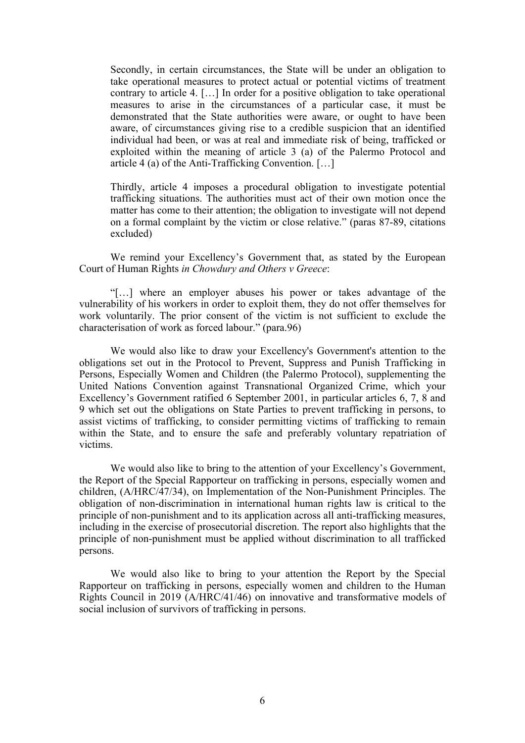Secondly, in certain circumstances, the State will be under an obligation to take operational measures to protect actual or potential victims of treatment contrary to article 4. […] In order for a positive obligation to take operational measures to arise in the circumstances of a particular case, it must be demonstrated that the State authorities were aware, or ought to have been aware, of circumstances giving rise to a credible suspicion that an identified individual had been, or was at real and immediate risk of being, trafficked or exploited within the meaning of article 3 (a) of the Palermo Protocol and article 4 (a) of the Anti-Trafficking Convention. […]

Thirdly, article 4 imposes a procedural obligation to investigate potential trafficking situations. The authorities must act of their own motion once the matter has come to their attention; the obligation to investigate will not depend on a formal complaint by the victim or close relative." (paras 87-89, citations excluded)

We remind your Excellency's Government that, as stated by the European Court of Human Rights *in Chowdury and Others v Greece*:

"[…] where an employer abuses his power or takes advantage of the vulnerability of his workers in order to exploit them, they do not offer themselves for work voluntarily. The prior consent of the victim is not sufficient to exclude the characterisation of work as forced labour." (para.96)

We would also like to draw your Excellency's Government's attention to the obligations set out in the Protocol to Prevent, Suppress and Punish Trafficking in Persons, Especially Women and Children (the Palermo Protocol), supplementing the United Nations Convention against Transnational Organized Crime, which your Excellency's Government ratified 6 September 2001, in particular articles 6, 7, 8 and 9 which set out the obligations on State Parties to prevent trafficking in persons, to assist victims of trafficking, to consider permitting victims of trafficking to remain within the State, and to ensure the safe and preferably voluntary repatriation of victims.

We would also like to bring to the attention of your Excellency's Government, the Report of the Special Rapporteur on trafficking in persons, especially women and children, (A/HRC/47/34), on Implementation of the Non-Punishment Principles. The obligation of non-discrimination in international human rights law is critical to the principle of non-punishment and to its application across all anti-trafficking measures, including in the exercise of prosecutorial discretion. The report also highlights that the principle of non-punishment must be applied without discrimination to all trafficked persons.

We would also like to bring to your attention the Report by the Special Rapporteur on trafficking in persons, especially women and children to the Human Rights Council in 2019 (A/HRC/41/46) on innovative and transformative models of social inclusion of survivors of trafficking in persons.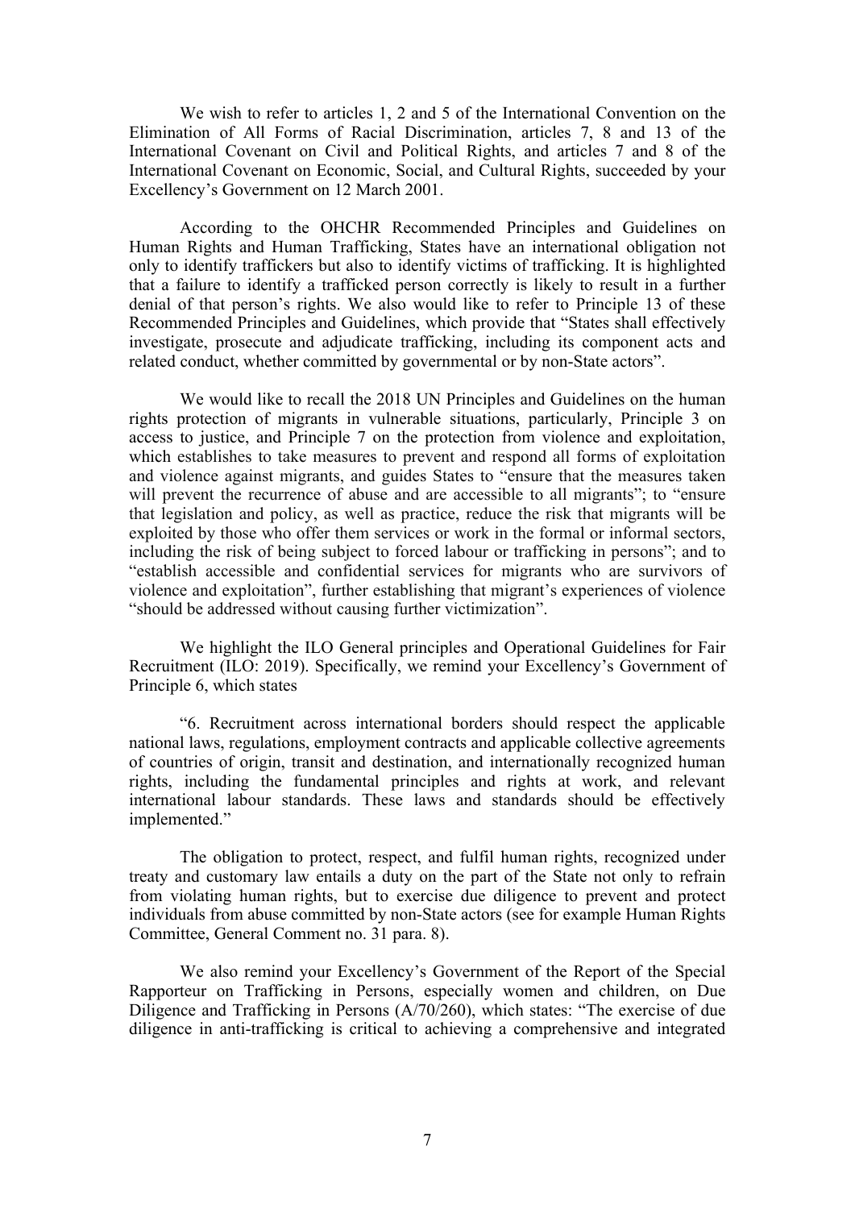We wish to refer to articles 1, 2 and 5 of the International Convention on the Elimination of All Forms of Racial Discrimination, articles 7, 8 and 13 of the International Covenant on Civil and Political Rights, and articles 7 and 8 of the International Covenant on Economic, Social, and Cultural Rights, succeeded by your Excellency's Government on 12 March 2001.

According to the OHCHR Recommended Principles and Guidelines on Human Rights and Human Trafficking, States have an international obligation not only to identify traffickers but also to identify victims of trafficking. It is highlighted that a failure to identify a trafficked person correctly is likely to result in a further denial of that person's rights. We also would like to refer to Principle 13 of these Recommended Principles and Guidelines, which provide that "States shall effectively investigate, prosecute and adjudicate trafficking, including its component acts and related conduct, whether committed by governmental or by non-State actors".

We would like to recall the 2018 UN Principles and Guidelines on the human rights protection of migrants in vulnerable situations, particularly, Principle 3 on access to justice, and Principle 7 on the protection from violence and exploitation, which establishes to take measures to prevent and respond all forms of exploitation and violence against migrants, and guides States to "ensure that the measures taken will prevent the recurrence of abuse and are accessible to all migrants"; to "ensure that legislation and policy, as well as practice, reduce the risk that migrants will be exploited by those who offer them services or work in the formal or informal sectors, including the risk of being subject to forced labour or trafficking in persons"; and to "establish accessible and confidential services for migrants who are survivors of violence and exploitation", further establishing that migrant's experiences of violence "should be addressed without causing further victimization".

We highlight the ILO General principles and Operational Guidelines for Fair Recruitment (ILO: 2019). Specifically, we remind your Excellency's Government of Principle 6, which states

"6. Recruitment across international borders should respect the applicable national laws, regulations, employment contracts and applicable collective agreements of countries of origin, transit and destination, and internationally recognized human rights, including the fundamental principles and rights at work, and relevant international labour standards. These laws and standards should be effectively implemented."

The obligation to protect, respect, and fulfil human rights, recognized under treaty and customary law entails a duty on the part of the State not only to refrain from violating human rights, but to exercise due diligence to prevent and protect individuals from abuse committed by non-State actors (see for example Human Rights Committee, General Comment no. 31 para. 8).

We also remind your Excellency's Government of the Report of the Special Rapporteur on Trafficking in Persons, especially women and children, on Due Diligence and Trafficking in Persons (A/70/260), which states: "The exercise of due diligence in anti-trafficking is critical to achieving a comprehensive and integrated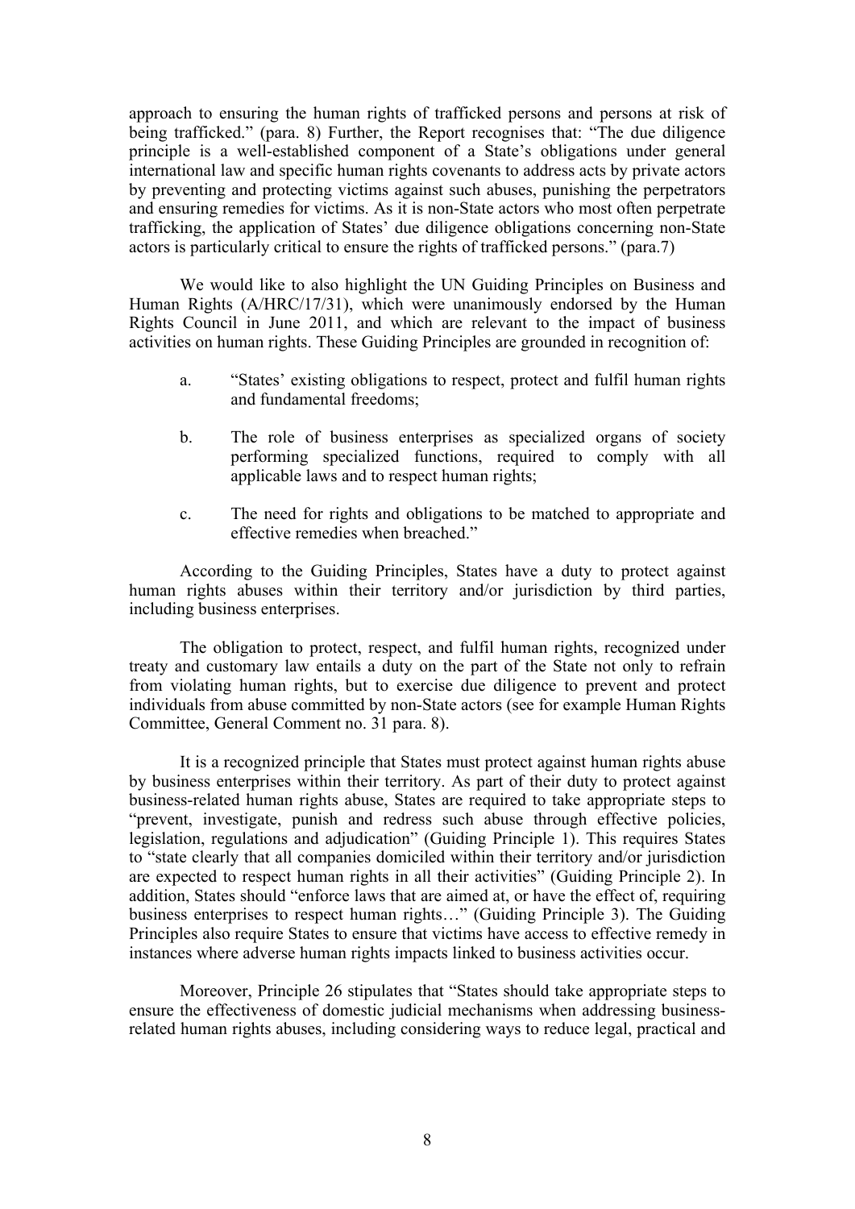approach to ensuring the human rights of trafficked persons and persons at risk of being trafficked." (para. 8) Further, the Report recognises that: "The due diligence principle is a well-established component of a State's obligations under general international law and specific human rights covenants to address acts by private actors by preventing and protecting victims against such abuses, punishing the perpetrators and ensuring remedies for victims. As it is non-State actors who most often perpetrate trafficking, the application of States' due diligence obligations concerning non-State actors is particularly critical to ensure the rights of trafficked persons." (para.7)

We would like to also highlight the UN Guiding Principles on Business and Human Rights (A/HRC/17/31), which were unanimously endorsed by the Human Rights Council in June 2011, and which are relevant to the impact of business activities on human rights. These Guiding Principles are grounded in recognition of:

a. "States' existing obligations to respect, protect and fulfil human rights and fundamental freedoms;

b. The role of business enterprises as specialized organs of society performing specialized functions, required to comply with all applicable laws and to respect human rights;

c. The need for rights and obligations to be matched to appropriate and effective remedies when breached."

According to the Guiding Principles, States have a duty to protect against human rights abuses within their territory and/or jurisdiction by third parties, including business enterprises.

The obligation to protect, respect, and fulfil human rights, recognized under treaty and customary law entails a duty on the part of the State not only to refrain from violating human rights, but to exercise due diligence to prevent and protect individuals from abuse committed by non-State actors (see for example Human Rights Committee, General Comment no. 31 para. 8).

It is a recognized principle that States must protect against human rights abuse by business enterprises within their territory. As part of their duty to protect against business-related human rights abuse, States are required to take appropriate steps to "prevent, investigate, punish and redress such abuse through effective policies, legislation, regulations and adjudication" (Guiding Principle 1). This requires States to "state clearly that all companies domiciled within their territory and/or jurisdiction are expected to respect human rights in all their activities" (Guiding Principle 2). In addition, States should "enforce laws that are aimed at, or have the effect of, requiring business enterprises to respect human rights…" (Guiding Principle 3). The Guiding Principles also require States to ensure that victims have access to effective remedy in instances where adverse human rights impacts linked to business activities occur.

Moreover, Principle 26 stipulates that "States should take appropriate steps to ensure the effectiveness of domestic judicial mechanisms when addressing business-related human rights abuses, including considering ways to reduce legal, practical and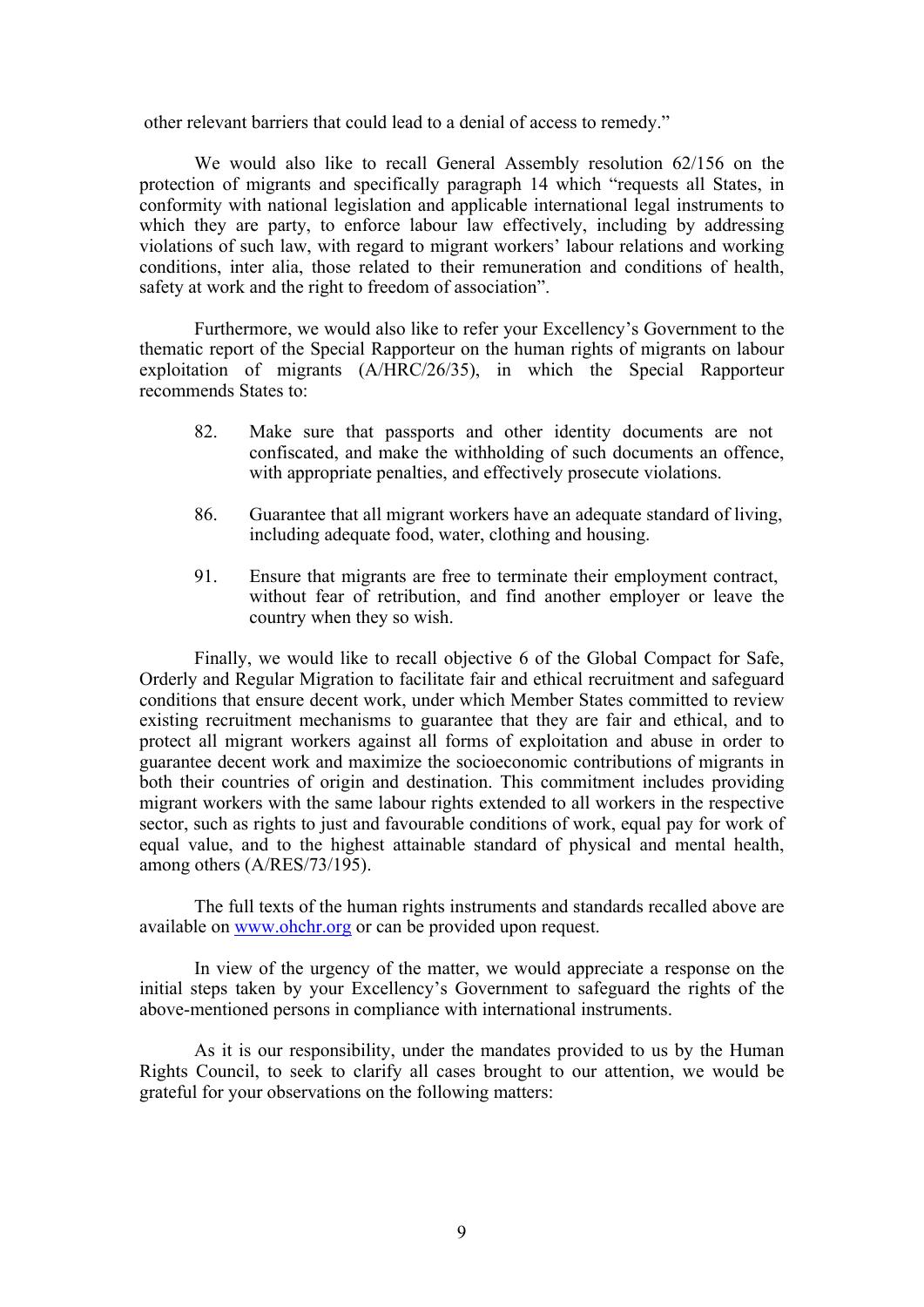other relevant barriers that could lead to a denial of access to remedy."

We would also like to recall General Assembly resolution 62/156 on the protection of migrants and specifically paragraph 14 which "requests all States, in conformity with national legislation and applicable international legal instruments to which they are party, to enforce labour law effectively, including by addressing violations of such law, with regard to migrant workers' labour relations and working conditions, inter alia, those related to their remuneration and conditions of health, safety at work and the right to freedom of association".

Furthermore, we would also like to refer your Excellency's Government to the thematic report of the Special Rapporteur on the human rights of migrants on labour exploitation of migrants (A/HRC/26/35), in which the Special Rapporteur recommends States to:

> 82. Make sure that passports and other identity documents are not confiscated, and make the withholding of such documents an offence, with appropriate penalties, and effectively prosecute violations.
>
> 86. Guarantee that all migrant workers have an adequate standard of living, including adequate food, water, clothing and housing.
>
> 91. Ensure that migrants are free to terminate their employment contract, without fear of retribution, and find another employer or leave the country when they so wish.

Finally, we would like to recall objective 6 of the Global Compact for Safe, Orderly and Regular Migration to facilitate fair and ethical recruitment and safeguard conditions that ensure decent work, under which Member States committed to review existing recruitment mechanisms to guarantee that they are fair and ethical, and to protect all migrant workers against all forms of exploitation and abuse in order to guarantee decent work and maximize the socioeconomic contributions of migrants in both their countries of origin and destination. This commitment includes providing migrant workers with the same labour rights extended to all workers in the respective sector, such as rights to just and favourable conditions of work, equal pay for work of equal value, and to the highest attainable standard of physical and mental health, among others (A/RES/73/195).

The full texts of the human rights instruments and standards recalled above are available on [www.ohchr.org](http://www.ohchr.org) or can be provided upon request.

In view of the urgency of the matter, we would appreciate a response on the initial steps taken by your Excellency's Government to safeguard the rights of the above-mentioned persons in compliance with international instruments.

As it is our responsibility, under the mandates provided to us by the Human Rights Council, to seek to clarify all cases brought to our attention, we would be grateful for your observations on the following matters: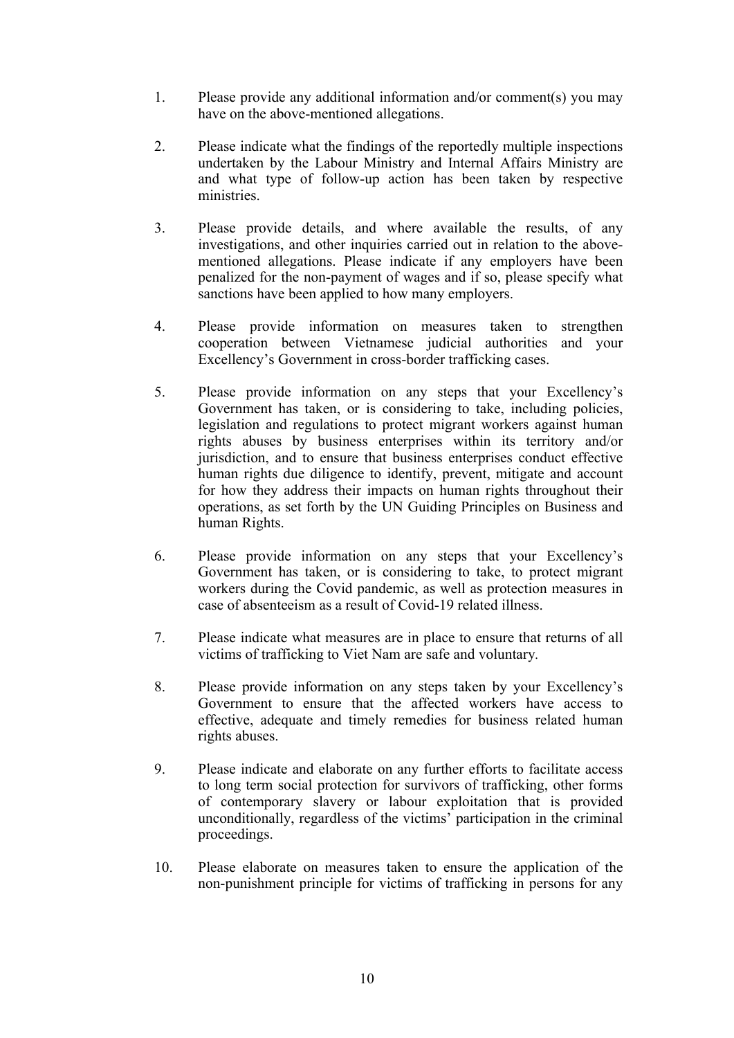1. Please provide any additional information and/or comment(s) you may have on the above-mentioned allegations.

2. Please indicate what the findings of the reportedly multiple inspections undertaken by the Labour Ministry and Internal Affairs Ministry are and what type of follow-up action has been taken by respective ministries.

3. Please provide details, and where available the results, of any investigations, and other inquiries carried out in relation to the above-mentioned allegations. Please indicate if any employers have been penalized for the non-payment of wages and if so, please specify what sanctions have been applied to how many employers.

4. Please provide information on measures taken to strengthen cooperation between Vietnamese judicial authorities and your Excellency's Government in cross-border trafficking cases.

5. Please provide information on any steps that your Excellency's Government has taken, or is considering to take, including policies, legislation and regulations to protect migrant workers against human rights abuses by business enterprises within its territory and/or jurisdiction, and to ensure that business enterprises conduct effective human rights due diligence to identify, prevent, mitigate and account for how they address their impacts on human rights throughout their operations, as set forth by the UN Guiding Principles on Business and human Rights.

6. Please provide information on any steps that your Excellency's Government has taken, or is considering to take, to protect migrant workers during the Covid pandemic, as well as protection measures in case of absenteeism as a result of Covid-19 related illness.

7. Please indicate what measures are in place to ensure that returns of all victims of trafficking to Viet Nam are safe and voluntary.

8. Please provide information on any steps taken by your Excellency's Government to ensure that the affected workers have access to effective, adequate and timely remedies for business related human rights abuses.

9. Please indicate and elaborate on any further efforts to facilitate access to long term social protection for survivors of trafficking, other forms of contemporary slavery or labour exploitation that is provided unconditionally, regardless of the victims' participation in the criminal proceedings.

10. Please elaborate on measures taken to ensure the application of the non-punishment principle for victims of trafficking in persons for any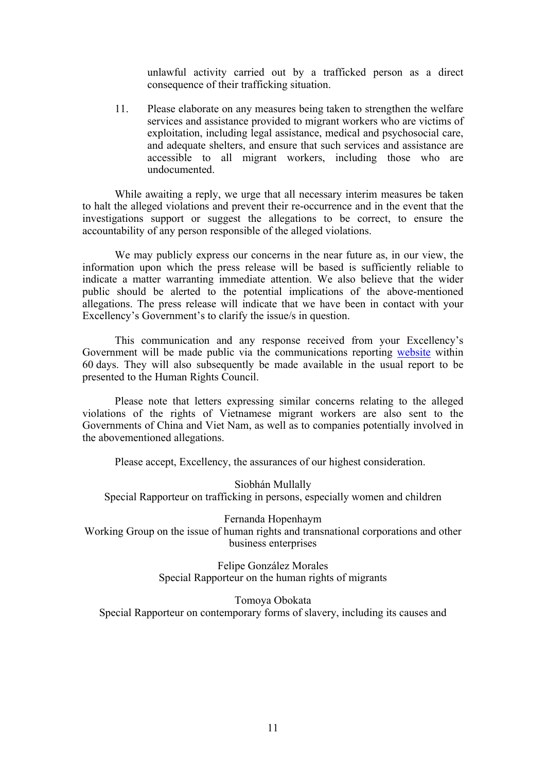unlawful activity carried out by a trafficked person as a direct consequence of their trafficking situation.

11. Please elaborate on any measures being taken to strengthen the welfare services and assistance provided to migrant workers who are victims of exploitation, including legal assistance, medical and psychosocial care, and adequate shelters, and ensure that such services and assistance are accessible to all migrant workers, including those who are undocumented.

While awaiting a reply, we urge that all necessary interim measures be taken to halt the alleged violations and prevent their re-occurrence and in the event that the investigations support or suggest the allegations to be correct, to ensure the accountability of any person responsible of the alleged violations.

We may publicly express our concerns in the near future as, in our view, the information upon which the press release will be based is sufficiently reliable to indicate a matter warranting immediate attention. We also believe that the wider public should be alerted to the potential implications of the above-mentioned allegations. The press release will indicate that we have been in contact with your Excellency's Government's to clarify the issue/s in question.

This communication and any response received from your Excellency's Government will be made public via the communications reporting website within 60 days. They will also subsequently be made available in the usual report to be presented to the Human Rights Council.

Please note that letters expressing similar concerns relating to the alleged violations of the rights of Vietnamese migrant workers are also sent to the Governments of China and Viet Nam, as well as to companies potentially involved in the abovementioned allegations.

Please accept, Excellency, the assurances of our highest consideration.

Siobhán Mullally
Special Rapporteur on trafficking in persons, especially women and children

Fernanda Hopenhaym
Working Group on the issue of human rights and transnational corporations and other business enterprises

Felipe González Morales
Special Rapporteur on the human rights of migrants

Tomoya Obokata
Special Rapporteur on contemporary forms of slavery, including its causes and